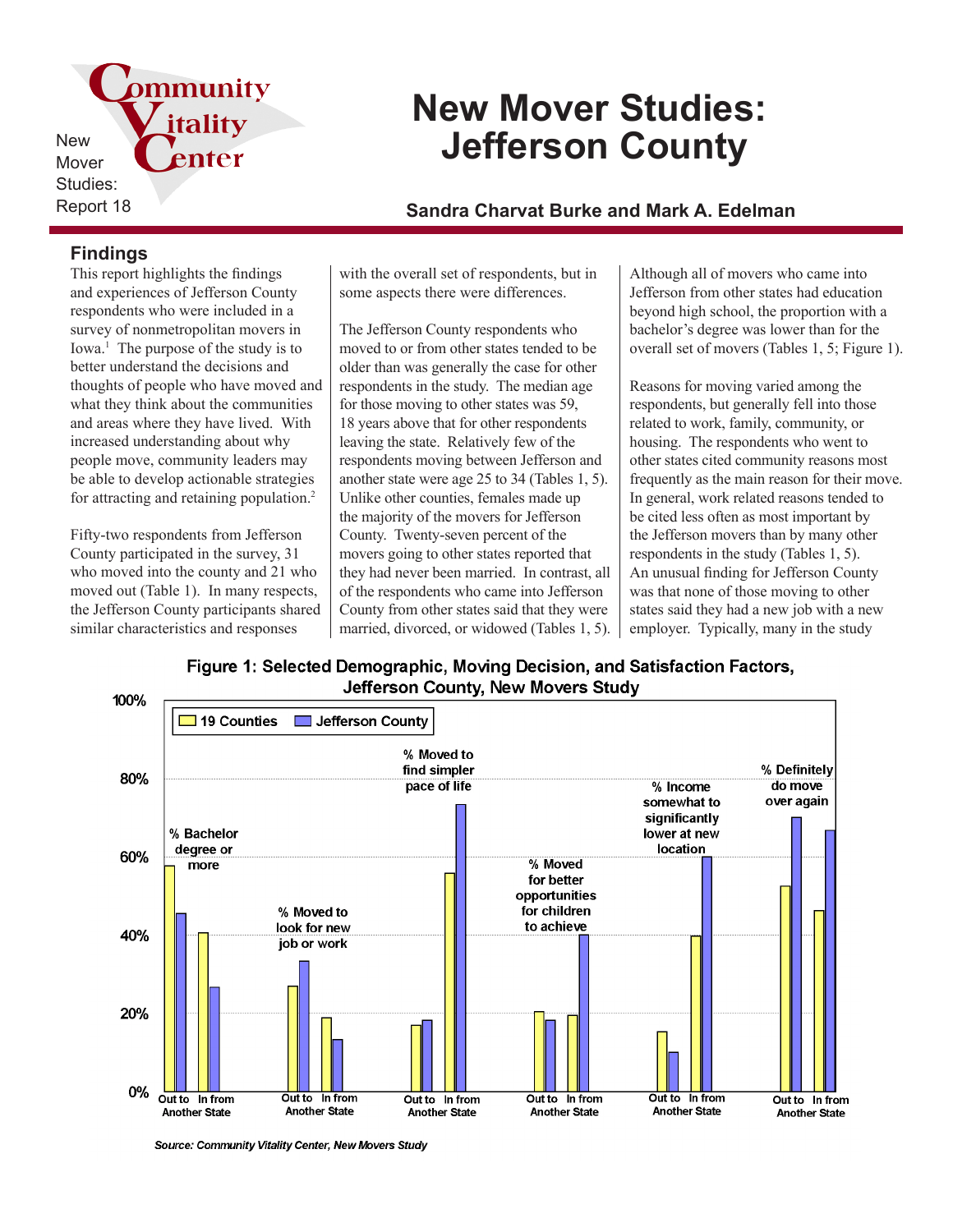New Mover Studies: Report 18

# New Mover Studies: Jefferson County

**Sandra Charvat Burke and Mark A. Edelman**

## Findings

This report highlights the findings and experiences of Jefferson County respondents who were included in a survey of nonmetropolitan movers in Iowa.[1] The purpose of the study is to better understand the decisions and thoughts of people who have moved and what they think about the communities and areas where they have lived. With increased understanding about why people move, community leaders may be able to develop actionable strategies for attracting and retaining population.[2]

Fifty-two respondents from Jefferson County participated in the survey, 31 who moved into the county and 21 who moved out (Table 1). In many respects, the Jefferson County participants shared similar characteristics and responses with the overall set of respondents, but in some aspects there were differences.

The Jefferson County respondents who moved to or from other states tended to be older than was generally the case for other respondents in the study. The median age for those moving to other states was 59, 18 years above that for other respondents leaving the state. Relatively few of the respondents moving between Jefferson and another state were age 25 to 34 (Tables 1, 5). Unlike other counties, females made up the majority of the movers for Jefferson County. Twenty-seven percent of the movers going to other states reported that they had never been married. In contrast, all of the respondents who came into Jefferson County from other states said that they were married, divorced, or widowed (Tables 1, 5).

Although all of movers who came into Jefferson from other states had education beyond high school, the proportion with a bachelor's degree was lower than for the overall set of movers (Tables 1, 5; Figure 1).

Reasons for moving varied among the respondents, but generally fell into those related to work, family, community, or housing. The respondents who went to other states cited community reasons most frequently as the main reason for their move. In general, work related reasons tended to be cited less often as most important by the Jefferson movers than by many other respondents in the study (Tables 1, 5). An unusual finding for Jefferson County was that none of those moving to other states said they had a new job with a new employer. Typically, many in the study

**Figure 1: Selected Demographic, Moving Decision, and Satisfaction Factors, Jefferson County, New Movers Study**

| Factor | Direction | 19 Counties | Jefferson County |
|---|---|---|---|
| % Bachelor degree or more | Out to Another State | 58% | 46% |
| | In from Another State | 41% | 27% |
| % Moved to look for new job or work | Out to Another State | 27% | 33% |
| | In from Another State | 19% | 13% |
| % Moved to find simpler pace of life | Out to Another State | 17% | 18% |
| | In from Another State | 56% | 74% |
| % Moved for better opportunities for children to achieve | Out to Another State | 20% | 18% |
| | In from Another State | 19% | 40% |
| % Income somewhat to significantly lower at new location | Out to Another State | 15% | 10% |
| | In from Another State | 40% | 60% |
| % Definitely do move over again | Out to Another State | 53% | 70% |
| | In from Another State | 46% | 67% |

*Source: Community Vitality Center, New Movers Study*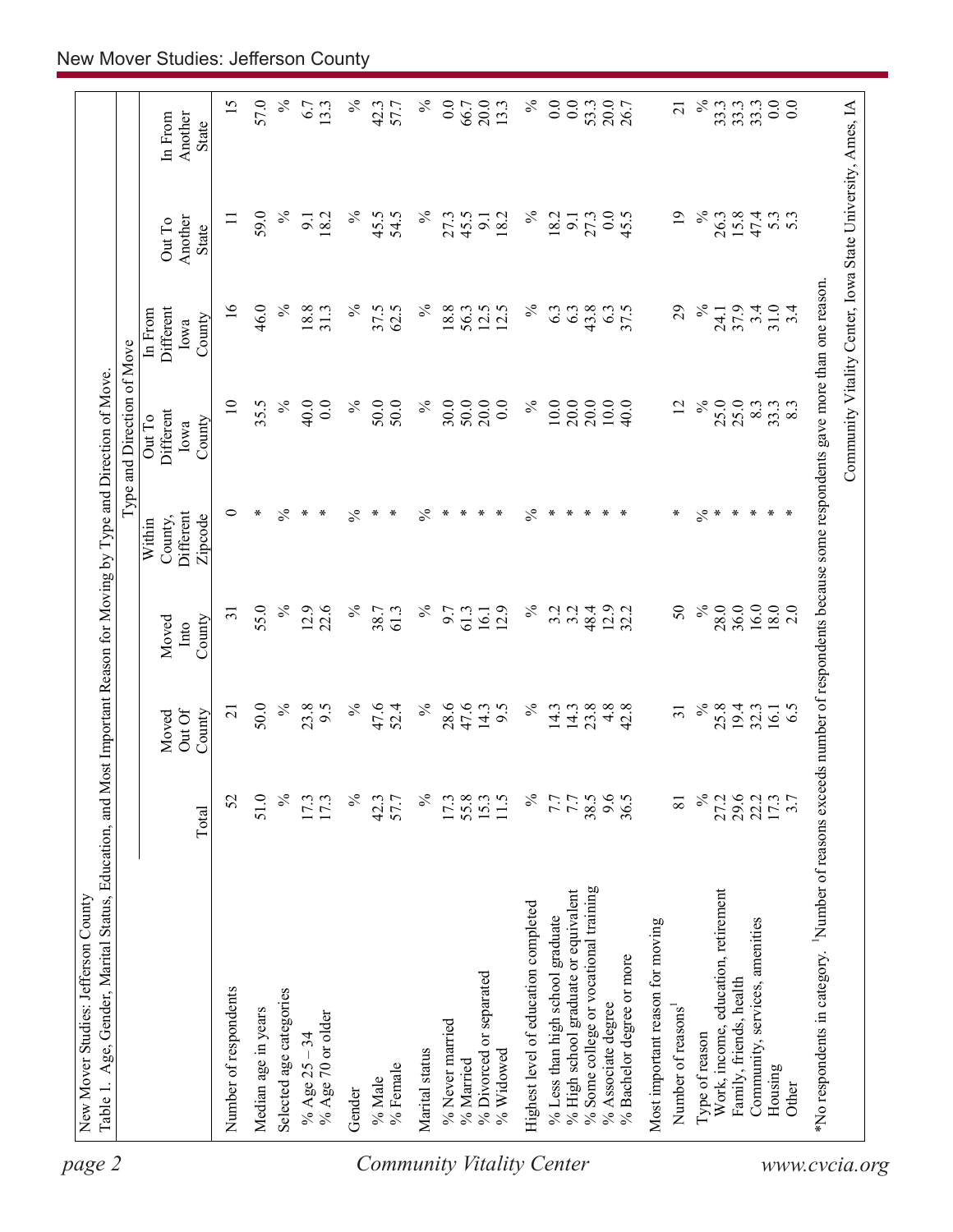New Mover Studies: Jefferson County

Table 1. Age, Gender, Marital Status, Education, and Most Important Reason for Moving by Type and Direction of Move.

| | | | | Type and Direction of Move | | | | |
|---|---|---|---|---|---|---|---|---|
| | Total | Moved Out Of County | Moved Into County | Within County, Different Zipcode | Out To Different Iowa County | In From Different Iowa County | Out To Another State | In From Another State |
| Number of respondents | 52 | 21 | 31 | 0 | 10 | 16 | 11 | 15 |
| Median age in years | 51.0 | 50.0 | 55.0 | * | 35.5 | 46.0 | 59.0 | 57.0 |
| Selected age categories | % | % | % | % | % | % | % | % |
| % Age 25 – 34 | 17.3 | 23.8 | 12.9 | * | 40.0 | 18.8 | 9.1 | 6.7 |
| % Age 70 or older | 17.3 | 9.5 | 22.6 | * | 0.0 | 31.3 | 18.2 | 13.3 |
| Gender | % | % | % | % | % | % | % | % |
| % Male | 42.3 | 47.6 | 38.7 | * | 50.0 | 37.5 | 45.5 | 42.3 |
| % Female | 57.7 | 52.4 | 61.3 | * | 50.0 | 62.5 | 54.5 | 57.7 |
| Marital status | % | % | % | % | % | % | % | % |
| % Never married | 17.3 | 28.6 | 9.7 | * | 30.0 | 18.8 | 27.3 | 0.0 |
| % Married | 55.8 | 47.6 | 61.3 | * | 50.0 | 56.3 | 45.5 | 66.7 |
| % Divorced or separated | 15.3 | 14.3 | 16.1 | * | 20.0 | 12.5 | 9.1 | 20.0 |
| % Widowed | 11.5 | 9.5 | 12.9 | * | 0.0 | 12.5 | 18.2 | 13.3 |
| Highest level of education completed | % | % | % | % | % | % | % | % |
| % Less than high school graduate | 7.7 | 14.3 | 3.2 | * | 10.0 | 6.3 | 18.2 | 0.0 |
| % High school graduate or equivalent | 7.7 | 14.3 | 3.2 | * | 20.0 | 6.3 | 9.1 | 0.0 |
| % Some college or vocational training | 38.5 | 23.8 | 48.4 | * | 20.0 | 43.8 | 27.3 | 53.3 |
| % Associate degree | 9.6 | 4.8 | 12.9 | * | 10.0 | 6.3 | 0.0 | 20.0 |
| % Bachelor degree or more | 36.5 | 42.8 | 32.2 | * | 40.0 | 37.5 | 45.5 | 26.7 |
| Most important reason for moving | | | | | | | | |
| Number of reasons[1] | 81 | 31 | 50 | * | 12 | 29 | 19 | 21 |
| Type of reason | % | % | % | % | % | % | % | % |
| Work, income, education, retirement | 27.2 | 25.8 | 28.0 | * | 25.0 | 24.1 | 26.3 | 33.3 |
| Family, friends, health | 29.6 | 19.4 | 36.0 | * | 25.0 | 37.9 | 15.8 | 33.3 |
| Community, services, amenities | 22.2 | 32.3 | 16.0 | * | 8.3 | 3.4 | 47.4 | 33.3 |
| Housing | 17.3 | 16.1 | 18.0 | * | 33.3 | 31.0 | 5.3 | 0.0 |
| Other | 3.7 | 6.5 | 2.0 | * | 8.3 | 3.4 | 5.3 | 0.0 |

*No respondents in category. [1]Number of reasons exceeds number of respondents because some respondents gave more than one reason.

Community Vitality Center, Iowa State University, Ames, IA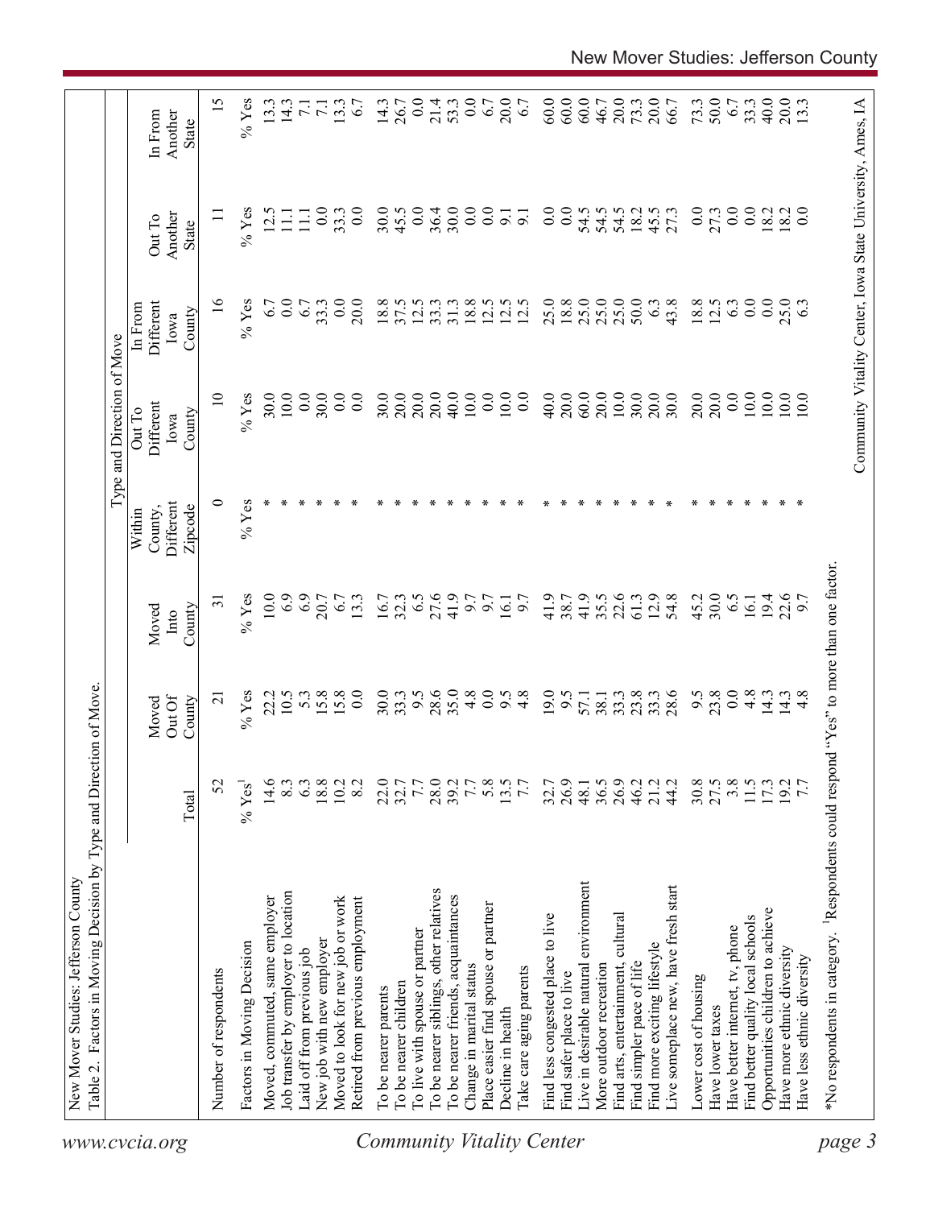New Mover Studies: Jefferson County

Table 2. Factors in Moving Decision by Type and Direction of Move.

| | | | | Type and Direction of Move | | | | |
|---|---|---|---|---|---|---|---|---|
| | Total | Moved Out Of County | Moved Into County | Within County, Different Zipcode | Out To Different Iowa County | In From Different Iowa County | Out To Another State | In From Another State |
| Number of respondents | 52 | 21 | 31 | 0 | 10 | 16 | 11 | 15 |
| Factors in Moving Decision | % Yes[1] | % Yes | % Yes | % Yes | % Yes | % Yes | % Yes | % Yes |
| Moved, commuted, same employer | 14.6 | 22.2 | 10.0 | * | 30.0 | 6.7 | 12.5 | 13.3 |
| Job transfer by employer to location | 8.3 | 10.5 | 6.9 | * | 10.0 | 0.0 | 11.1 | 14.3 |
| Laid off from previous job | 6.3 | 5.3 | 6.9 | * | 0.0 | 6.7 | 11.1 | 7.1 |
| New job with new employer | 18.8 | 15.8 | 20.7 | * | 30.0 | 33.3 | 0.0 | 7.1 |
| Moved to look for new job or work | 10.2 | 15.8 | 6.7 | * | 0.0 | 0.0 | 33.3 | 13.3 |
| Retired from previous employment | 8.2 | 0.0 | 13.3 | * | 0.0 | 20.0 | 0.0 | 6.7 |
| To be nearer parents | 22.0 | 30.0 | 16.7 | * | 30.0 | 18.8 | 30.0 | 14.3 |
| To be nearer children | 32.7 | 33.3 | 32.3 | * | 20.0 | 37.5 | 45.5 | 26.7 |
| To live with spouse or partner | 7.7 | 9.5 | 6.5 | * | 20.0 | 12.5 | 0.0 | 0.0 |
| To be nearer siblings, other relatives | 28.0 | 28.6 | 27.6 | * | 20.0 | 33.3 | 36.4 | 21.4 |
| To be nearer friends, acquaintances | 39.2 | 35.0 | 41.9 | * | 40.0 | 31.3 | 30.0 | 53.3 |
| Change in marital status | 7.7 | 4.8 | 9.7 | * | 10.0 | 18.8 | 0.0 | 0.0 |
| Place easier find spouse or partner | 5.8 | 0.0 | 9.7 | * | 0.0 | 12.5 | 0.0 | 6.7 |
| Decline in health | 13.5 | 9.5 | 16.1 | * | 10.0 | 12.5 | 9.1 | 20.0 |
| Take care aging parents | 7.7 | 4.8 | 9.7 | * | 0.0 | 12.5 | 9.1 | 6.7 |
| Find less congested place to live | 32.7 | 19.0 | 41.9 | * | 40.0 | 25.0 | 0.0 | 60.0 |
| Find safer place to live | 26.9 | 9.5 | 38.7 | * | 20.0 | 18.8 | 0.0 | 60.0 |
| Live in desirable natural environment | 48.1 | 57.1 | 41.9 | * | 60.0 | 25.0 | 54.5 | 60.0 |
| More outdoor recreation | 36.5 | 38.1 | 35.5 | * | 20.0 | 25.0 | 54.5 | 46.7 |
| Find arts, entertainment, cultural | 26.9 | 33.3 | 22.6 | * | 10.0 | 25.0 | 54.5 | 20.0 |
| Find simpler pace of life | 46.2 | 23.8 | 61.3 | * | 30.0 | 50.0 | 18.2 | 73.3 |
| Find more exciting lifestyle | 21.2 | 33.3 | 12.9 | * | 20.0 | 6.3 | 45.5 | 20.0 |
| Live someplace new, have fresh start | 44.2 | 28.6 | 54.8 | * | 30.0 | 43.8 | 27.3 | 66.7 |
| Lower cost of housing | 30.8 | 9.5 | 45.2 | * | 20.0 | 18.8 | 0.0 | 73.3 |
| Have lower taxes | 27.5 | 23.8 | 30.0 | * | 20.0 | 12.5 | 27.3 | 50.0 |
| Have better internet, tv, phone | 3.8 | 0.0 | 6.5 | * | 0.0 | 6.3 | 0.0 | 6.7 |
| Find better quality local schools | 11.5 | 4.8 | 16.1 | * | 10.0 | 0.0 | 0.0 | 33.3 |
| Opportunities children to achieve | 17.3 | 14.3 | 19.4 | * | 10.0 | 0.0 | 18.2 | 40.0 |
| Have more ethnic diversity | 19.2 | 14.3 | 22.6 | * | 10.0 | 25.0 | 18.2 | 20.0 |
| Have less ethnic diversity | 7.7 | 4.8 | 9.7 | * | 10.0 | 6.3 | 0.0 | 13.3 |

*No respondents in category. [1]Respondents could respond "Yes" to more than one factor.

Community Vitality Center, Iowa State University, Ames, IA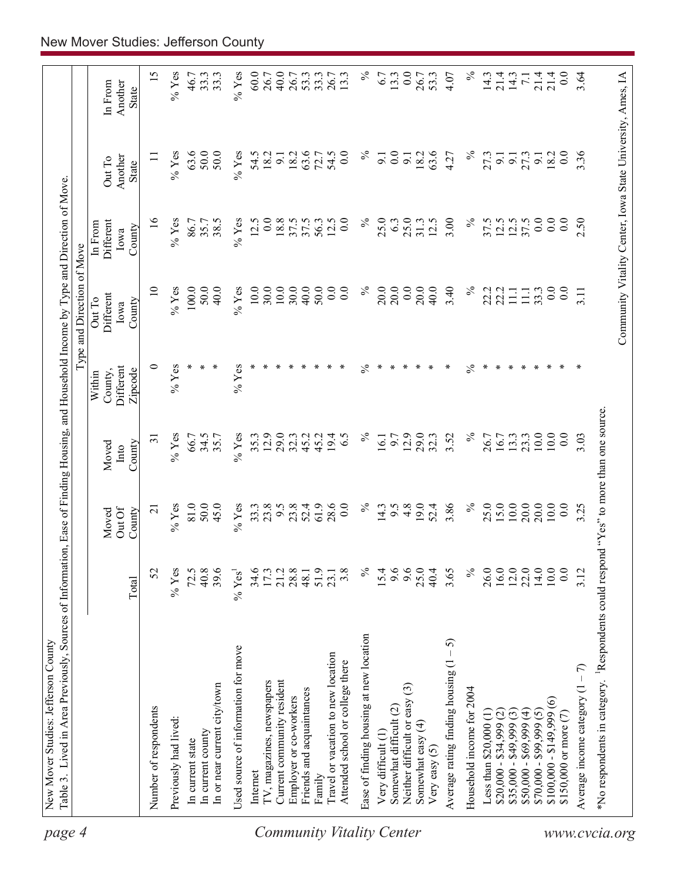New Mover Studies: Jefferson County

Table 3. Lived in Area Previously, Sources of Information, Ease of Finding Housing, and Household Income by Type and Direction of Move.

| | | | | Type and Direction of Move | | | | |
|---|---|---|---|---|---|---|---|---|
| | Total | Moved Out Of County | Moved Into County | Within County, Different Zipcode | Out To Different Iowa County | In From Different Iowa County | Out To Another State | In From Another State |
| Number of respondents | 52 | 21 | 31 | 0 | 10 | 16 | 11 | 15 |
| Previously had lived: | % Yes | % Yes | % Yes | % Yes | % Yes | % Yes | % Yes | % Yes |
| In current state | 72.5 | 81.0 | 66.7 | * | 100.0 | 86.7 | 63.6 | 46.7 |
| In current county | 40.8 | 50.0 | 34.5 | * | 50.0 | 35.7 | 50.0 | 33.3 |
| In or near current city/town | 39.6 | 45.0 | 35.7 | * | 40.0 | 38.5 | 50.0 | 33.3 |
| Used source of information for move | % Yes[1] | % Yes | % Yes | % Yes | % Yes | % Yes | % Yes | % Yes |
| Internet | 34.6 | 33.3 | 35.3 | * | 10.0 | 12.5 | 54.5 | 60.0 |
| TV, magazines, newspapers | 17.3 | 23.8 | 12.9 | * | 30.0 | 0.0 | 18.2 | 26.7 |
| Current community resident | 21.2 | 9.5 | 29.0 | * | 10.0 | 18.8 | 9.1 | 40.0 |
| Employer or co-workers | 28.8 | 23.8 | 32.3 | * | 30.0 | 37.5 | 18.2 | 26.7 |
| Friends and acquaintances | 48.1 | 52.4 | 45.2 | * | 40.0 | 37.5 | 63.6 | 53.3 |
| Family | 51.9 | 61.9 | 45.2 | * | 50.0 | 56.3 | 72.7 | 33.3 |
| Travel or vacation to new location | 23.1 | 28.6 | 19.4 | * | 0.0 | 12.5 | 54.5 | 26.7 |
| Attended school or college there | 3.8 | 0.0 | 6.5 | * | 0.0 | 0.0 | 0.0 | 13.3 |
| Ease of finding housing at new location | % | % | % | % | % | % | % | % |
| Very difficult (1) | 15.4 | 14.3 | 16.1 | * | 20.0 | 25.0 | 9.1 | 6.7 |
| Somewhat difficult (2) | 9.6 | 9.5 | 9.7 | * | 20.0 | 6.3 | 0.0 | 13.3 |
| Neither difficult or easy (3) | 9.6 | 4.8 | 12.9 | * | 0.0 | 25.0 | 9.1 | 0.0 |
| Somewhat easy (4) | 25.0 | 19.0 | 29.0 | * | 20.0 | 31.3 | 18.2 | 26.7 |
| Very easy (5) | 40.4 | 52.4 | 32.3 | * | 40.0 | 12.5 | 63.6 | 53.3 |
| Average rating finding housing (1 – 5) | 3.65 | 3.86 | 3.52 | * | 3.40 | 3.00 | 4.27 | 4.07 |
| Household income for 2004 | % | % | % | % | % | % | % | % |
| Less than $20,000 (1) | 26.0 | 25.0 | 26.7 | * | 22.2 | 37.5 | 27.3 | 14.3 |
| $20,000 - $34,999 (2) | 16.0 | 15.0 | 16.7 | * | 22.2 | 12.5 | 9.1 | 21.4 |
| $35,000 - $49,999 (3) | 12.0 | 10.0 | 13.3 | * | 11.1 | 12.5 | 9.1 | 14.3 |
| $50,000 - $69,999 (4) | 22.0 | 20.0 | 23.3 | * | 11.1 | 37.5 | 27.3 | 7.1 |
| $70,000 - $99,999 (5) | 14.0 | 20.0 | 10.0 | * | 33.3 | 0.0 | 9.1 | 21.4 |
| $100,000 - $149,999 (6) | 10.0 | 10.0 | 10.0 | * | 0.0 | 0.0 | 18.2 | 21.4 |
| $150,000 or more (7) | 0.0 | 0.0 | 0.0 | * | 0.0 | 0.0 | 0.0 | 0.0 |
| Average income category (1 – 7) | 3.12 | 3.25 | 3.03 | * | 3.11 | 2.50 | 3.36 | 3.64 |

*No respondents in category. [1]Respondents could respond "Yes" to more than one source.

Community Vitality Center, Iowa State University, Ames, IA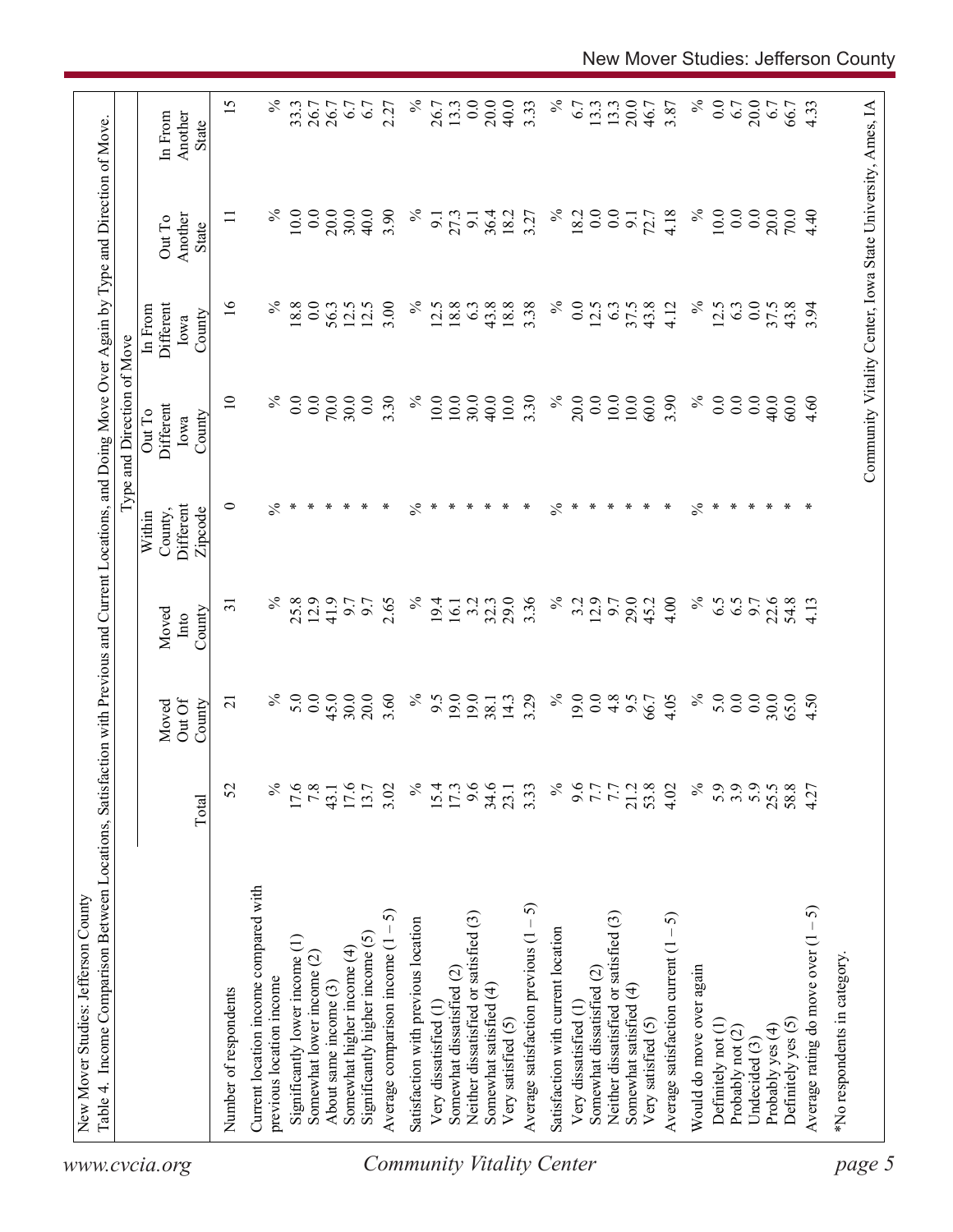New Mover Studies: Jefferson County

Table 4. Income Comparison Between Locations, Satisfaction with Previous and Current Locations, and Doing Move Over Again by Type and Direction of Move.

| | | Type and Direction of Move | | | | | | |
|---|---|---|---|---|---|---|---|---|
| | Total | Moved Out Of County | Moved Into County | Within County, Different Zipcode | Out To Different Iowa County | In From Different Iowa County | Out To Another State | In From Another State |
| Number of respondents | 52 | 21 | 31 | 0 | 10 | 16 | 11 | 15 |
| Current location income compared with previous location income | % | % | % | % | % | % | % | % |
| Significantly lower income (1) | 17.6 | 5.0 | 25.8 | * | 0.0 | 18.8 | 10.0 | 33.3 |
| Somewhat lower income (2) | 7.8 | 0.0 | 12.9 | * | 0.0 | 0.0 | 0.0 | 26.7 |
| About same income (3) | 43.1 | 45.0 | 41.9 | * | 70.0 | 56.3 | 20.0 | 26.7 |
| Somewhat higher income (4) | 17.6 | 30.0 | 9.7 | * | 30.0 | 12.5 | 30.0 | 6.7 |
| Significantly higher income (5) | 13.7 | 20.0 | 9.7 | * | 0.0 | 12.5 | 40.0 | 6.7 |
| Average comparison income (1 – 5) | 3.02 | 3.60 | 2.65 | * | 3.30 | 3.00 | 3.90 | 2.27 |
| Satisfaction with previous location | % | % | % | % | % | % | % | % |
| Very dissatisfied (1) | 15.4 | 9.5 | 19.4 | * | 10.0 | 12.5 | 9.1 | 26.7 |
| Somewhat dissatisfied (2) | 17.3 | 19.0 | 16.1 | * | 10.0 | 18.8 | 27.3 | 13.3 |
| Neither dissatisfied or satisfied (3) | 9.6 | 19.0 | 3.2 | * | 30.0 | 6.3 | 9.1 | 0.0 |
| Somewhat satisfied (4) | 34.6 | 38.1 | 32.3 | * | 40.0 | 43.8 | 36.4 | 20.0 |
| Very satisfied (5) | 23.1 | 14.3 | 29.0 | * | 10.0 | 18.8 | 18.2 | 40.0 |
| Average satisfaction previous (1 – 5) | 3.33 | 3.29 | 3.36 | * | 3.30 | 3.38 | 3.27 | 3.33 |
| Satisfaction with current location | % | % | % | % | % | % | % | % |
| Very dissatisfied (1) | 9.6 | 19.0 | 3.2 | * | 20.0 | 0.0 | 18.2 | 6.7 |
| Somewhat dissatisfied (2) | 7.7 | 0.0 | 12.9 | * | 0.0 | 12.5 | 0.0 | 13.3 |
| Neither dissatisfied or satisfied (3) | 7.7 | 4.8 | 9.7 | * | 10.0 | 6.3 | 0.0 | 13.3 |
| Somewhat satisfied (4) | 21.2 | 9.5 | 29.0 | * | 10.0 | 37.5 | 9.1 | 20.0 |
| Very satisfied (5) | 53.8 | 66.7 | 45.2 | * | 60.0 | 43.8 | 72.7 | 46.7 |
| Average satisfaction current (1 – 5) | 4.02 | 4.05 | 4.00 | * | 3.90 | 4.12 | 4.18 | 3.87 |
| Would do move over again | % | % | % | % | % | % | % | % |
| Definitely not (1) | 5.9 | 5.0 | 6.5 | * | 0.0 | 12.5 | 10.0 | 0.0 |
| Probably not (2) | 3.9 | 0.0 | 6.5 | * | 0.0 | 6.3 | 0.0 | 6.7 |
| Undecided (3) | 5.9 | 0.0 | 9.7 | * | 0.0 | 0.0 | 0.0 | 20.0 |
| Probably yes (4) | 25.5 | 30.0 | 22.6 | * | 40.0 | 37.5 | 20.0 | 6.7 |
| Definitely yes (5) | 58.8 | 65.0 | 54.8 | * | 60.0 | 43.8 | 70.0 | 66.7 |
| Average rating do move over (1 – 5) | 4.27 | 4.50 | 4.13 | * | 4.60 | 3.94 | 4.40 | 4.33 |

*No respondents in category.

Community Vitality Center, Iowa State University, Ames, IA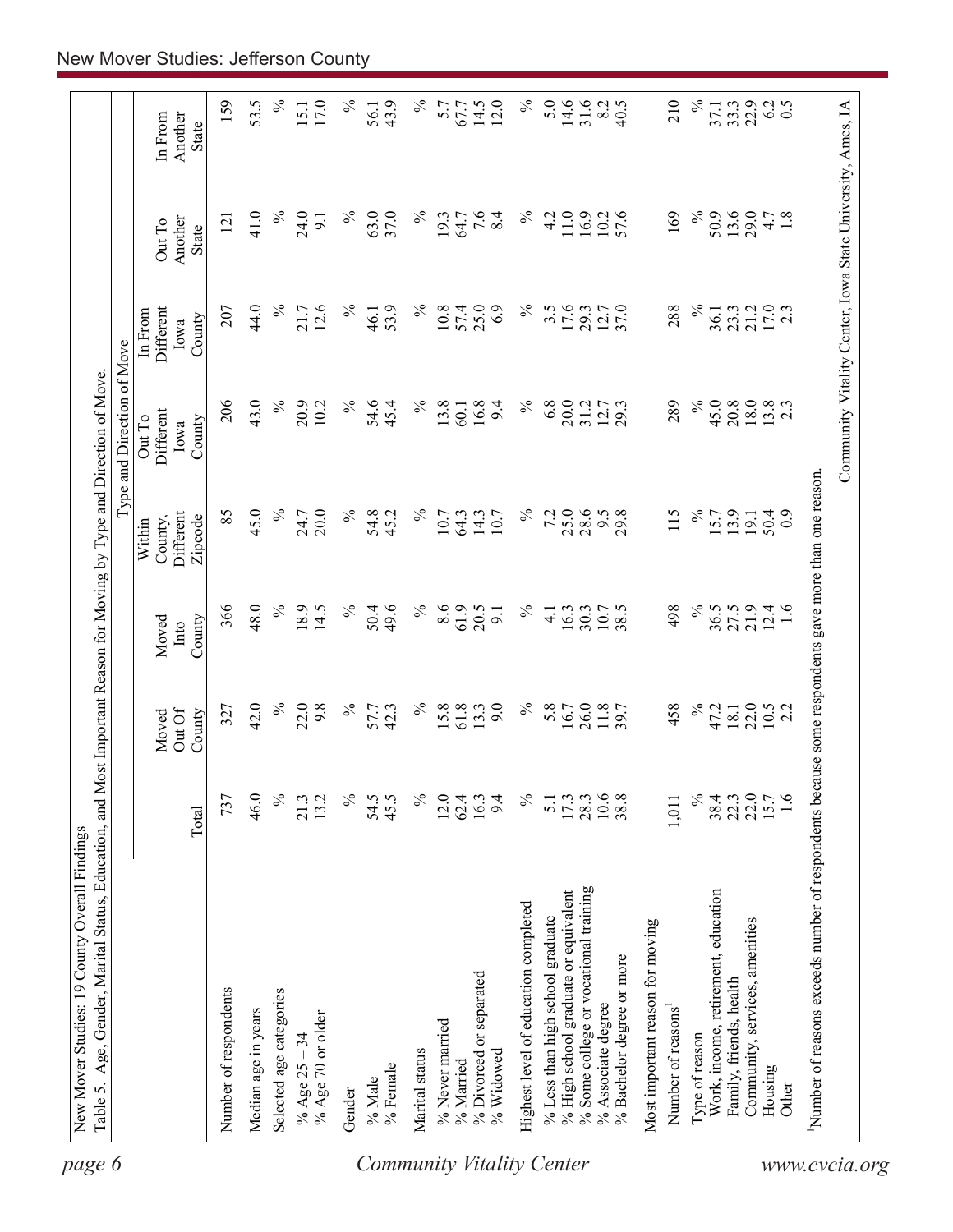New Mover Studies: 19 County Overall Findings

Table 5. Age, Gender, Marital Status, Education, and Most Important Reason for Moving by Type and Direction of Move.

| | | | | Type and Direction of Move | | | | | |
|---|---|---|---|---|---|---|---|---|---|
| | Total | Moved Out Of County | Moved Into County | Within County, Different Zipcode | Out To Different Iowa County | In From Different Iowa County | Out To Another State | In From Another State |
| Number of respondents | 737 | 327 | 366 | 85 | 206 | 207 | 121 | 159 |
| Median age in years | 46.0 | 42.0 | 48.0 | 45.0 | 43.0 | 44.0 | 41.0 | 53.5 |
| Selected age categories | % | % | % | % | % | % | % | % |
| % Age 25 – 34 | 21.3 | 22.0 | 18.9 | 24.7 | 20.9 | 21.7 | 24.0 | 15.1 |
| % Age 70 or older | 13.2 | 9.8 | 14.5 | 20.0 | 10.2 | 12.6 | 9.1 | 17.0 |
| Gender | % | % | % | % | % | % | % | % |
| % Male | 54.5 | 57.7 | 50.4 | 54.8 | 54.6 | 46.1 | 63.0 | 56.1 |
| % Female | 45.5 | 42.3 | 49.6 | 45.2 | 45.4 | 53.9 | 37.0 | 43.9 |
| Marital status | % | % | % | % | % | % | % | % |
| % Never married | 12.0 | 15.8 | 8.6 | 10.7 | 13.8 | 10.8 | 19.3 | 5.7 |
| % Married | 62.4 | 61.8 | 61.9 | 64.3 | 60.1 | 57.4 | 64.7 | 67.7 |
| % Divorced or separated | 16.3 | 13.3 | 20.5 | 14.3 | 16.8 | 25.0 | 7.6 | 14.5 |
| % Widowed | 9.4 | 9.0 | 9.1 | 10.7 | 9.4 | 6.9 | 8.4 | 12.0 |
| Highest level of education completed | % | % | % | % | % | % | % | % |
| % Less than high school graduate | 5.1 | 5.8 | 4.1 | 7.2 | 6.8 | 3.5 | 4.2 | 5.0 |
| % High school graduate or equivalent | 17.3 | 16.7 | 16.3 | 25.0 | 20.0 | 17.6 | 11.0 | 14.6 |
| % Some college or vocational training | 28.3 | 26.0 | 30.3 | 28.6 | 31.2 | 29.3 | 16.9 | 31.6 |
| % Associate degree | 10.6 | 11.8 | 10.7 | 9.5 | 12.7 | 12.7 | 10.2 | 8.2 |
| % Bachelor degree or more | 38.8 | 39.7 | 38.5 | 29.8 | 29.3 | 37.0 | 57.6 | 40.5 |
| Most important reason for moving | | | | | | | | |
| Number of reasons[1] | 1,011 | 458 | 498 | 115 | 289 | 288 | 169 | 210 |
| Type of reason | % | % | % | % | % | % | % | % |
| Work, income, retirement, education | 38.4 | 47.2 | 36.5 | 15.7 | 45.0 | 36.1 | 50.9 | 37.1 |
| Family, friends, health | 22.3 | 18.1 | 27.5 | 13.9 | 20.8 | 23.3 | 13.6 | 33.3 |
| Community, services, amenities | 22.0 | 22.0 | 21.9 | 19.1 | 18.0 | 21.2 | 29.0 | 22.9 |
| Housing | 15.7 | 10.5 | 12.4 | 50.4 | 13.8 | 17.0 | 4.7 | 6.2 |
| Other | 1.6 | 2.2 | 1.6 | 0.9 | 2.3 | 2.3 | 1.8 | 0.5 |

[1]Number of reasons exceeds number of respondents because some respondents gave more than one reason.

Community Vitality Center, Iowa State University, Ames, IA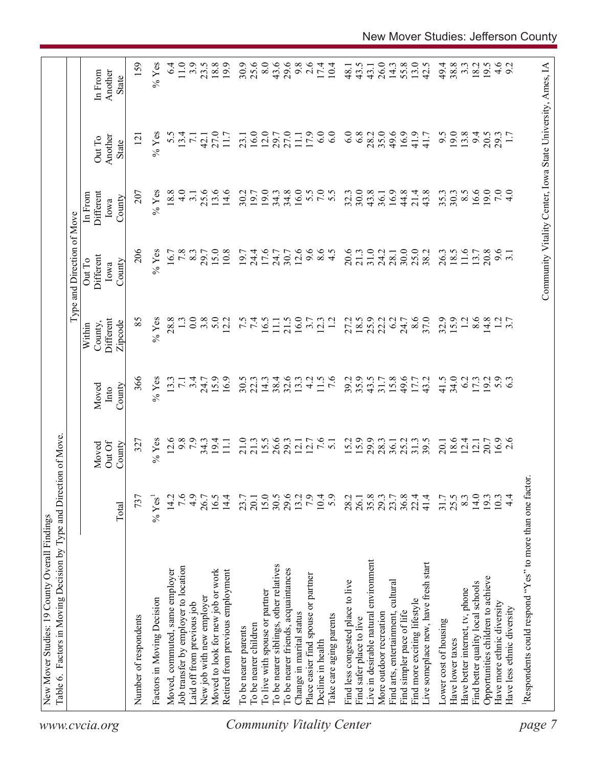New Mover Studies: 19 County Overall Findings

Table 6. Factors in Moving Decision by Type and Direction of Move.

| | | | | Type and Direction of Move | | | | |
|---|---|---|---|---|---|---|---|---|
| | Total | Moved Out Of County | Moved Into County | Within County, Different Zipcode | Out To Different Iowa County | In From Different Iowa County | Out To Another State | In From Another State |
| Number of respondents | 737 | 327 | 366 | 85 | 206 | 207 | 121 | 159 |
| Factors in Moving Decision | % Yes[1] | % Yes | % Yes | % Yes | % Yes | % Yes | % Yes | % Yes |
| Moved, commuted, same employer | 14.2 | 12.6 | 13.3 | 28.8 | 16.7 | 18.8 | 5.5 | 6.4 |
| Job transfer by employer to location | 7.6 | 9.8 | 7.1 | 1.3 | 7.8 | 4.0 | 13.4 | 11.0 |
| Laid off from previous job | 4.9 | 7.9 | 3.4 | 0.0 | 8.3 | 3.1 | 7.1 | 3.9 |
| New job with new employer | 26.7 | 34.3 | 24.7 | 3.8 | 29.7 | 25.6 | 42.1 | 23.5 |
| Moved to look for new job or work | 16.5 | 19.4 | 15.9 | 5.0 | 15.0 | 13.6 | 27.0 | 18.8 |
| Retired from previous employment | 14.4 | 11.1 | 16.9 | 12.2 | 10.8 | 14.6 | 11.7 | 19.9 |
| To be nearer parents | 23.7 | 21.0 | 30.5 | 7.5 | 19.7 | 30.2 | 23.1 | 30.9 |
| To be nearer children | 20.1 | 21.3 | 22.3 | 7.4 | 24.4 | 19.7 | 16.0 | 25.6 |
| To live with spouse or partner | 15.0 | 15.5 | 14.3 | 16.5 | 17.6 | 19.0 | 12.0 | 8.0 |
| To be nearer siblings, other relatives | 30.5 | 26.6 | 38.4 | 11.1 | 24.7 | 34.3 | 29.7 | 43.6 |
| To be nearer friends, acquaintances | 29.6 | 29.3 | 32.6 | 21.5 | 30.7 | 34.8 | 27.0 | 29.6 |
| Change in marital status | 13.2 | 12.1 | 13.3 | 16.0 | 12.6 | 16.0 | 11.1 | 9.8 |
| Place easier find spouse or partner | 7.9 | 12.7 | 4.2 | 3.7 | 9.6 | 5.5 | 17.9 | 2.6 |
| Decline in health | 10.4 | 7.6 | 11.5 | 12.3 | 8.6 | 7.0 | 6.0 | 17.4 |
| Take care aging parents | 5.9 | 5.1 | 7.6 | 1.2 | 4.5 | 5.5 | 6.0 | 10.4 |
| Find less congested place to live | 28.2 | 15.2 | 39.2 | 27.2 | 20.6 | 32.3 | 6.0 | 48.1 |
| Find safer place to live | 26.1 | 15.9 | 35.9 | 18.5 | 21.3 | 30.0 | 6.8 | 43.5 |
| Live in desirable natural environment | 35.8 | 29.9 | 43.5 | 25.9 | 31.0 | 43.8 | 28.2 | 43.1 |
| More outdoor recreation | 29.3 | 28.3 | 31.7 | 22.2 | 24.2 | 36.1 | 35.0 | 26.0 |
| Find arts, entertainment, cultural | 23.7 | 36.1 | 15.8 | 6.2 | 28.1 | 16.9 | 49.6 | 14.3 |
| Find simpler pace of life | 36.8 | 25.2 | 49.6 | 24.7 | 30.0 | 44.8 | 16.9 | 55.8 |
| Find more exciting lifestyle | 22.4 | 31.3 | 17.7 | 8.6 | 25.0 | 21.4 | 41.9 | 13.0 |
| Live someplace new, have fresh start | 41.4 | 39.5 | 43.2 | 37.0 | 38.2 | 43.8 | 41.7 | 42.5 |
| Lower cost of housing | 31.7 | 20.1 | 41.5 | 32.9 | 26.3 | 35.3 | 9.5 | 49.4 |
| Have lower taxes | 25.5 | 18.6 | 34.0 | 15.9 | 18.5 | 30.3 | 19.0 | 38.8 |
| Have better internet, tv, phone | 8.3 | 12.4 | 6.2 | 1.2 | 11.6 | 8.5 | 13.8 | 3.3 |
| Find better quality local schools | 14.0 | 12.1 | 17.3 | 8.6 | 13.7 | 16.6 | 9.4 | 18.2 |
| Opportunities children to achieve | 19.3 | 20.7 | 19.2 | 14.8 | 20.8 | 19.0 | 20.5 | 19.5 |
| Have more ethnic diversity | 10.3 | 16.9 | 5.9 | 1.2 | 9.6 | 7.0 | 29.3 | 4.6 |
| Have less ethnic diversity | 4.4 | 2.6 | 6.3 | 3.7 | 3.1 | 4.0 | 1.7 | 9.2 |

[1]Respondents could respond "Yes" to more than one factor.

Community Vitality Center, Iowa State University, Ames, IA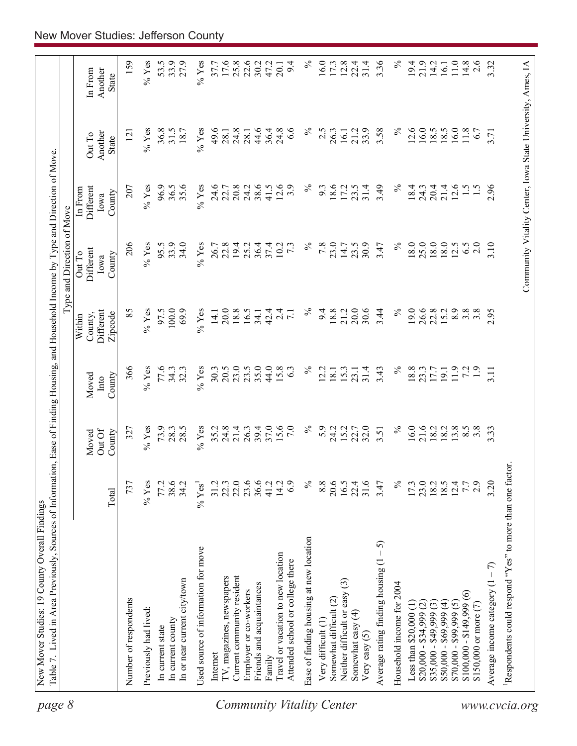New Mover Studies: 19 County Overall Findings

Table 7. Lived in Area Previously, Sources of Information, Ease of Finding Housing, and Household Income by Type and Direction of Move.

| | | Type and Direction of Move | | | | | | |
|---|---|---|---|---|---|---|---|---|
| | Total | Moved Out Of County | Moved Into County | Within County, Different Zipcode | Out To Different Iowa County | In From Different Iowa County | Out To Another State | In From Another State |
| Number of respondents | 737 | 327 | 366 | 85 | 206 | 207 | 121 | 159 |
| Previously had lived: | % Yes | % Yes | % Yes | % Yes | % Yes | % Yes | % Yes | % Yes |
| In current state | 77.2 | 73.9 | 77.6 | 97.5 | 95.5 | 96.9 | 36.8 | 53.5 |
| In current county | 38.6 | 28.3 | 34.3 | 100.0 | 33.9 | 36.5 | 31.5 | 33.9 |
| In or near current city/town | 34.2 | 28.5 | 32.3 | 69.9 | 34.0 | 35.6 | 18.7 | 27.9 |
| Used source of information for move | % Yes[1] | % Yes | % Yes | % Yes | % Yes | % Yes | % Yes | % Yes |
| Internet | 31.2 | 35.2 | 30.3 | 14.1 | 26.7 | 24.6 | 49.6 | 37.7 |
| TV, magazines, newspapers | 22.3 | 24.8 | 20.5 | 20.0 | 22.8 | 22.7 | 28.1 | 17.6 |
| Current community resident | 22.0 | 21.4 | 23.0 | 18.8 | 19.4 | 20.8 | 24.8 | 25.8 |
| Employer or co-workers | 23.6 | 26.3 | 23.5 | 16.5 | 25.2 | 24.2 | 28.1 | 22.6 |
| Friends and acquaintances | 36.6 | 39.4 | 35.0 | 34.1 | 36.4 | 38.6 | 44.6 | 30.2 |
| Family | 41.2 | 37.0 | 44.0 | 42.4 | 37.4 | 41.5 | 36.4 | 47.2 |
| Travel or vacation to new location | 14.2 | 15.6 | 15.8 | 2.4 | 10.2 | 12.6 | 24.8 | 20.1 |
| Attended school or college there | 6.9 | 7.0 | 6.3 | 7.1 | 7.3 | 3.9 | 6.6 | 9.4 |
| Ease of finding housing at new location | % | % | % | % | % | % | % | % |
| Very difficult (1) | 8.8 | 5.9 | 12.2 | 9.4 | 7.8 | 9.3 | 2.5 | 16.0 |
| Somewhat difficult (2) | 20.6 | 24.2 | 18.1 | 18.8 | 23.0 | 18.6 | 26.3 | 17.3 |
| Neither difficult or easy (3) | 16.5 | 15.2 | 15.3 | 21.2 | 14.7 | 17.2 | 16.1 | 12.8 |
| Somewhat easy (4) | 22.4 | 22.7 | 23.1 | 20.0 | 23.5 | 23.5 | 21.2 | 22.4 |
| Very easy (5) | 31.6 | 32.0 | 31.4 | 30.6 | 30.9 | 31.4 | 33.9 | 31.4 |
| Average rating finding housing (1 – 5) | 3.47 | 3.51 | 3.43 | 3.44 | 3.47 | 3.49 | 3.58 | 3.36 |
| Household income for 2004 | % | % | % | % | % | % | % | % |
| Less than $20,000 (1) | 17.3 | 16.0 | 18.8 | 19.0 | 18.0 | 18.4 | 12.6 | 19.4 |
| $20,000 - $34,999 (2) | 23.0 | 21.6 | 23.3 | 26.6 | 25.0 | 24.3 | 16.0 | 21.9 |
| $35,000 - $49,999 (3) | 18.2 | 18.2 | 17.7 | 22.8 | 18.0 | 20.4 | 18.5 | 14.2 |
| $50,000 - $69,999 (4) | 18.5 | 18.2 | 19.1 | 15.2 | 18.0 | 21.4 | 18.5 | 16.1 |
| $70,000 - $99,999 (5) | 12.4 | 13.8 | 11.9 | 8.9 | 12.5 | 12.6 | 16.0 | 11.0 |
| $100,000 - $149,999 (6) | 7.7 | 8.5 | 7.2 | 3.8 | 6.5 | 1.5 | 11.8 | 14.8 |
| $150,000 or more (7) | 2.9 | 3.8 | 1.9 | 3.8 | 2.0 | 1.5 | 6.7 | 2.6 |
| Average income category (1 – 7) | 3.20 | 3.33 | 3.11 | 2.95 | 3.10 | 2.96 | 3.71 | 3.32 |

[1]Respondents could respond "Yes" to more than one factor.

Community Vitality Center, Iowa State University, Ames, IA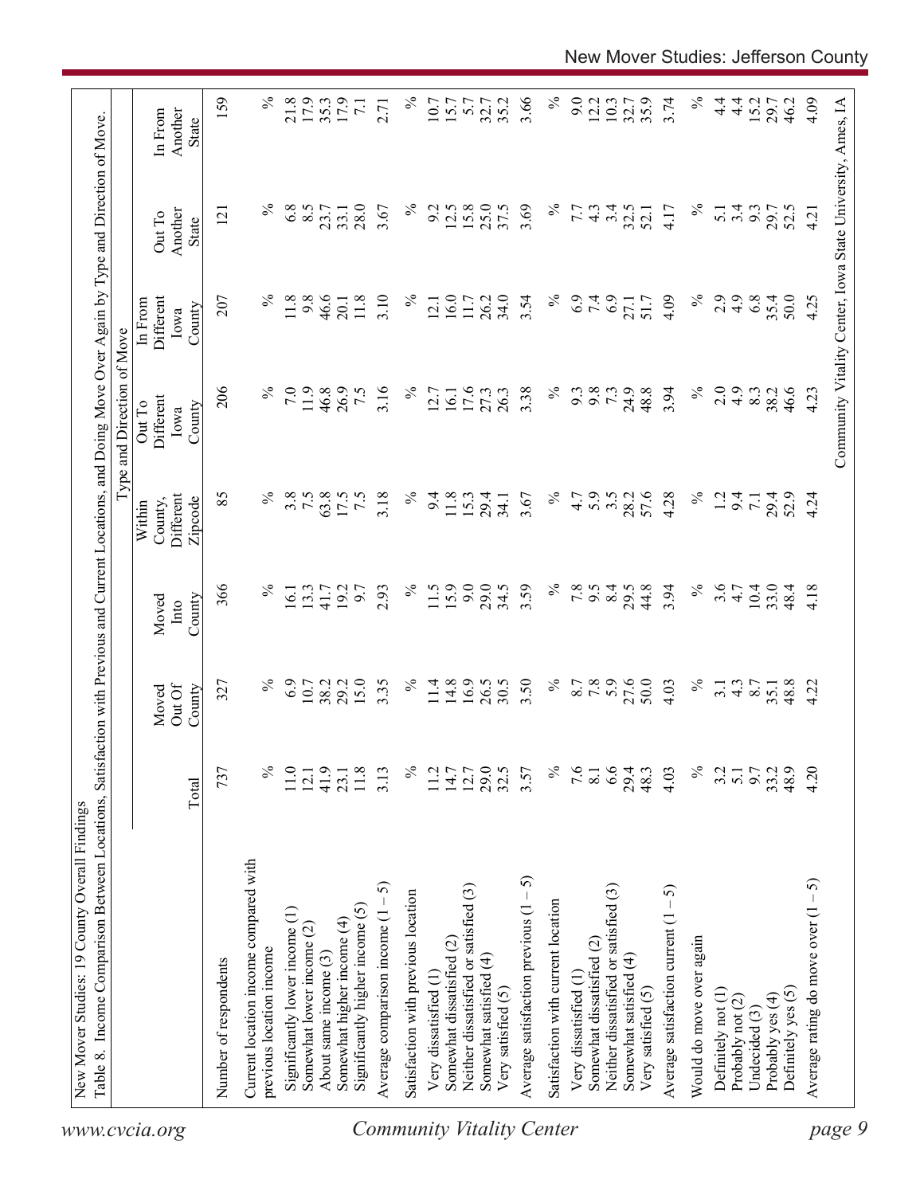New Mover Studies: 19 County Overall Findings

Table 8. Income Comparison Between Locations, Satisfaction with Previous and Current Locations, and Doing Move Over Again by Type and Direction of Move.

| | | Type and Direction of Move | | | | | | |
|---|---|---|---|---|---|---|---|---|
| | Total | Moved Out Of County | Moved Into County | Within County, Different Zipcode | Out To Different Iowa County | In From Different Iowa County | Out To Another State | In From Another State |
| Number of respondents | 737 | 327 | 366 | 85 | 206 | 207 | 121 | 159 |
| Current location income compared with previous location income | % | % | % | % | % | % | % | % |
| Significantly lower income (1) | 11.0 | 6.9 | 16.1 | 3.8 | 7.0 | 11.8 | 6.8 | 21.8 |
| Somewhat lower income (2) | 12.1 | 10.7 | 13.3 | 7.5 | 11.9 | 9.8 | 8.5 | 17.9 |
| About same income (3) | 41.9 | 38.2 | 41.7 | 63.8 | 46.8 | 46.6 | 23.7 | 35.3 |
| Somewhat higher income (4) | 23.1 | 29.2 | 19.2 | 17.5 | 26.9 | 20.1 | 33.1 | 17.9 |
| Significantly higher income (5) | 11.8 | 15.0 | 9.7 | 7.5 | 7.5 | 11.8 | 28.0 | 7.1 |
| Average comparison income (1 – 5) | 3.13 | 3.35 | 2.93 | 3.18 | 3.16 | 3.10 | 3.67 | 2.71 |
| Satisfaction with previous location | % | % | % | % | % | % | % | % |
| Very dissatisfied (1) | 11.2 | 11.4 | 11.5 | 9.4 | 12.7 | 12.1 | 9.2 | 10.7 |
| Somewhat dissatisfied (2) | 14.7 | 14.8 | 15.9 | 11.8 | 16.1 | 16.0 | 12.5 | 15.7 |
| Neither dissatisfied or satisfied (3) | 12.7 | 16.9 | 9.0 | 15.3 | 17.6 | 11.7 | 15.8 | 5.7 |
| Somewhat satisfied (4) | 29.0 | 26.5 | 29.0 | 29.4 | 27.3 | 26.2 | 25.0 | 32.7 |
| Very satisfied (5) | 32.5 | 30.5 | 34.5 | 34.1 | 26.3 | 34.0 | 37.5 | 35.2 |
| Average satisfaction previous (1 – 5) | 3.57 | 3.50 | 3.59 | 3.67 | 3.38 | 3.54 | 3.69 | 3.66 |
| Satisfaction with current location | % | % | % | % | % | % | % | % |
| Very dissatisfied (1) | 7.6 | 8.7 | 7.8 | 4.7 | 9.3 | 6.9 | 7.7 | 9.0 |
| Somewhat dissatisfied (2) | 8.1 | 7.8 | 9.5 | 5.9 | 9.8 | 7.4 | 4.3 | 12.2 |
| Neither dissatisfied or satisfied (3) | 6.6 | 5.9 | 8.4 | 3.5 | 7.3 | 6.9 | 3.4 | 10.3 |
| Somewhat satisfied (4) | 29.4 | 27.6 | 29.5 | 28.2 | 24.9 | 27.1 | 32.5 | 32.7 |
| Very satisfied (5) | 48.3 | 50.0 | 44.8 | 57.6 | 48.8 | 51.7 | 52.1 | 35.9 |
| Average satisfaction current (1 – 5) | 4.03 | 4.03 | 3.94 | 4.28 | 3.94 | 4.09 | 4.17 | 3.74 |
| Would do move over again | % | % | % | % | % | % | % | % |
| Definitely not (1) | 3.2 | 3.1 | 3.6 | 1.2 | 2.0 | 2.9 | 5.1 | 4.4 |
| Probably not (2) | 5.1 | 4.3 | 4.7 | 9.4 | 4.9 | 4.9 | 3.4 | 4.4 |
| Undecided (3) | 9.7 | 8.7 | 10.4 | 7.1 | 8.3 | 6.8 | 9.3 | 15.2 |
| Probably yes (4) | 33.2 | 35.1 | 33.0 | 29.4 | 38.2 | 35.4 | 29.7 | 29.7 |
| Definitely yes (5) | 48.9 | 48.8 | 48.4 | 52.9 | 46.6 | 50.0 | 52.5 | 46.2 |
| Average rating do move over (1 – 5) | 4.20 | 4.22 | 4.18 | 4.24 | 4.23 | 4.25 | 4.21 | 4.09 |

Community Vitality Center, Iowa State University, Ames, IA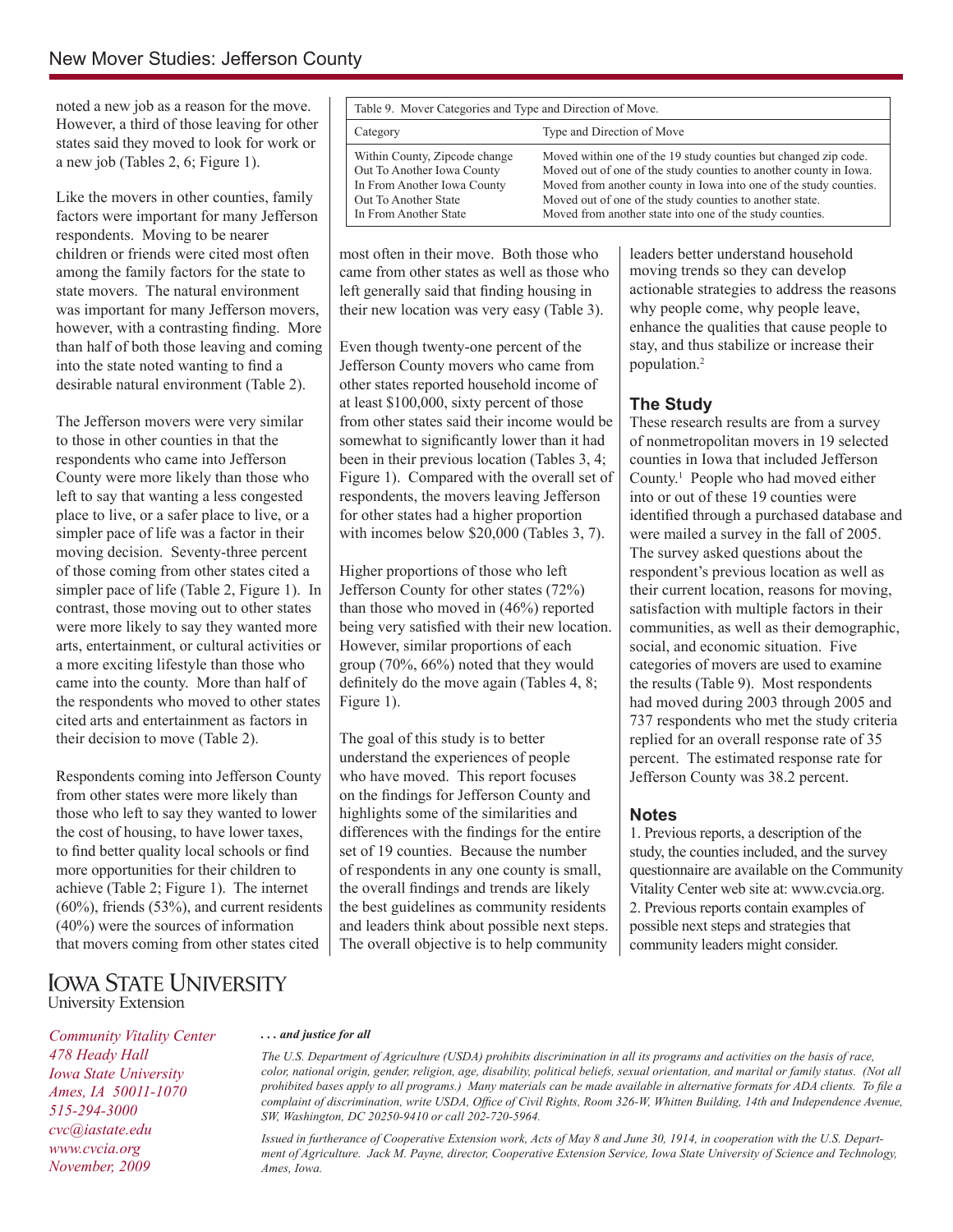noted a new job as a reason for the move. However, a third of those leaving for other states said they moved to look for work or a new job (Tables 2, 6; Figure 1).

Like the movers in other counties, family factors were important for many Jefferson respondents. Moving to be nearer children or friends were cited most often among the family factors for the state to state movers. The natural environment was important for many Jefferson movers, however, with a contrasting finding. More than half of both those leaving and coming into the state noted wanting to find a desirable natural environment (Table 2).

The Jefferson movers were very similar to those in other counties in that the respondents who came into Jefferson County were more likely than those who left to say that wanting a less congested place to live, or a safer place to live, or a simpler pace of life was a factor in their moving decision. Seventy-three percent of those coming from other states cited a simpler pace of life (Table 2, Figure 1). In contrast, those moving out to other states were more likely to say they wanted more arts, entertainment, or cultural activities or a more exciting lifestyle than those who came into the county. More than half of the respondents who moved to other states cited arts and entertainment as factors in their decision to move (Table 2).

Respondents coming into Jefferson County from other states were more likely than those who left to say they wanted to lower the cost of housing, to have lower taxes, to find better quality local schools or find more opportunities for their children to achieve (Table 2; Figure 1). The internet (60%), friends (53%), and current residents (40%) were the sources of information that movers coming from other states cited most often in their move. Both those who came from other states as well as those who left generally said that finding housing in their new location was very easy (Table 3).

Even though twenty-one percent of the Jefferson County movers who came from other states reported household income of at least $100,000, sixty percent of those from other states said their income would be somewhat to significantly lower than it had been in their previous location (Tables 3, 4; Figure 1). Compared with the overall set of respondents, the movers leaving Jefferson for other states had a higher proportion with incomes below $20,000 (Tables 3, 7).

Higher proportions of those who left Jefferson County for other states (72%) than those who moved in (46%) reported being very satisfied with their new location. However, similar proportions of each group (70%, 66%) noted that they would definitely do the move again (Tables 4, 8; Figure 1).

The goal of this study is to better understand the experiences of people who have moved. This report focuses on the findings for Jefferson County and highlights some of the similarities and differences with the findings for the entire set of 19 counties. Because the number of respondents in any one county is small, the overall findings and trends are likely the best guidelines as community residents and leaders think about possible next steps. The overall objective is to help community leaders better understand household moving trends so they can develop actionable strategies to address the reasons why people come, why people leave, enhance the qualities that cause people to stay, and thus stabilize or increase their population.[2]

Table 9. Mover Categories and Type and Direction of Move.

| Category | Type and Direction of Move |
|---|---|
| Within County, Zipcode change | Moved within one of the 19 study counties but changed zip code. |
| Out To Another Iowa County | Moved out of one of the study counties to another county in Iowa. |
| In From Another Iowa County | Moved from another county in Iowa into one of the study counties. |
| Out To Another State | Moved out of one of the study counties to another state. |
| In From Another State | Moved from another state into one of the study counties. |

### The Study

These research results are from a survey of nonmetropolitan movers in 19 selected counties in Iowa that included Jefferson County.[1] People who had moved either into or out of these 19 counties were identified through a purchased database and were mailed a survey in the fall of 2005. The survey asked questions about the respondent's previous location as well as their current location, reasons for moving, satisfaction with multiple factors in their communities, as well as their demographic, social, and economic situation. Five categories of movers are used to examine the results (Table 9). Most respondents had moved during 2003 through 2005 and 737 respondents who met the study criteria replied for an overall response rate of 35 percent. The estimated response rate for Jefferson County was 38.2 percent.

### Notes

1. Previous reports, a description of the study, the counties included, and the survey questionnaire are available on the Community Vitality Center web site at: www.cvcia.org.
2. Previous reports contain examples of possible next steps and strategies that community leaders might consider.

IOWA STATE UNIVERSITY
University Extension

*Community Vitality Center*
*478 Heady Hall*
*Iowa State University*
*Ames, IA 50011-1070*
*515-294-3000*
*cvc@iastate.edu*
*www.cvcia.org*
*November, 2009*

***. . . and justice for all***

*The U.S. Department of Agriculture (USDA) prohibits discrimination in all its programs and activities on the basis of race, color, national origin, gender, religion, age, disability, political beliefs, sexual orientation, and marital or family status. (Not all prohibited bases apply to all programs.) Many materials can be made available in alternative formats for ADA clients. To file a complaint of discrimination, write USDA, Office of Civil Rights, Room 326-W, Whitten Building, 14th and Independence Avenue, SW, Washington, DC 20250-9410 or call 202-720-5964.*

*Issued in furtherance of Cooperative Extension work, Acts of May 8 and June 30, 1914, in cooperation with the U.S. Department of Agriculture. Jack M. Payne, director, Cooperative Extension Service, Iowa State University of Science and Technology, Ames, Iowa.*